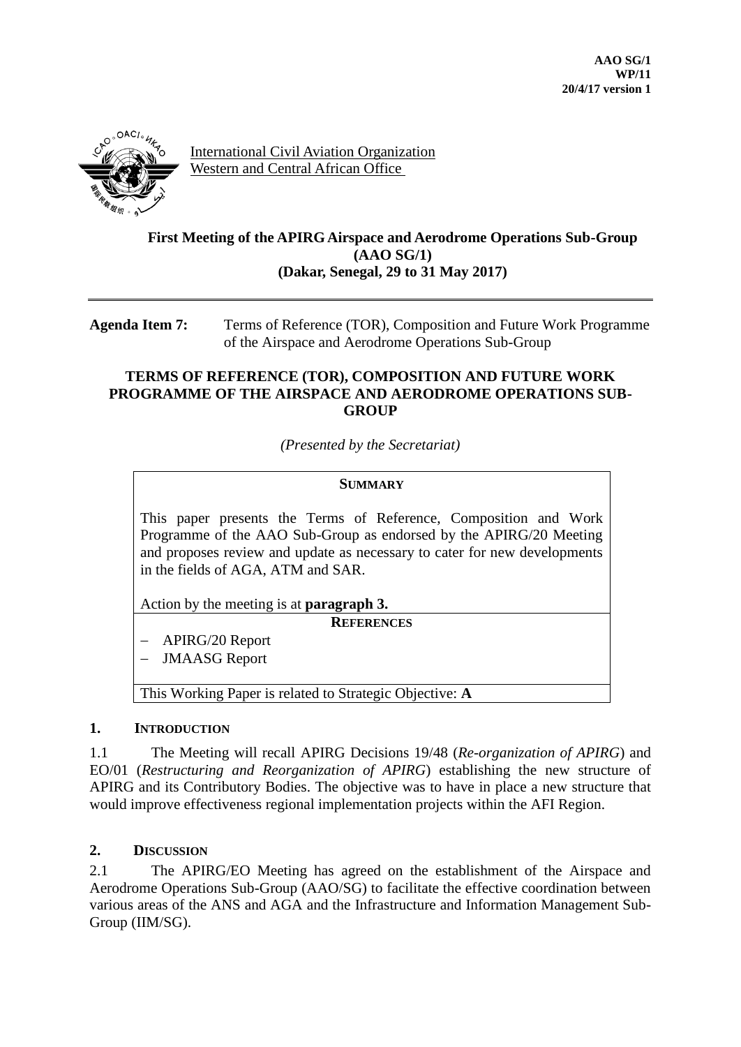**AAO SG/1**
**WP/11**
**20/4/17 version 1**

International Civil Aviation Organization
Western and Central African Office

**First Meeting of the APIRG Airspace and Aerodrome Operations Sub-Group (AAO SG/1)**
**(Dakar, Senegal, 29 to 31 May 2017)**

---

**Agenda Item 7:** Terms of Reference (TOR), Composition and Future Work Programme of the Airspace and Aerodrome Operations Sub-Group

**TERMS OF REFERENCE (TOR), COMPOSITION AND FUTURE WORK PROGRAMME OF THE AIRSPACE AND AERODROME OPERATIONS SUB-GROUP**

*(Presented by the Secretariat)*

**SUMMARY**

This paper presents the Terms of Reference, Composition and Work Programme of the AAO Sub-Group as endorsed by the APIRG/20 Meeting and proposes review and update as necessary to cater for new developments in the fields of AGA, ATM and SAR.

Action by the meeting is at **paragraph 3.**

**REFERENCES**

- APIRG/20 Report
- JMAASG Report

This Working Paper is related to Strategic Objective: **A**

## 1. INTRODUCTION

1.1 The Meeting will recall APIRG Decisions 19/48 (*Re-organization of APIRG*) and EO/01 (*Restructuring and Reorganization of APIRG*) establishing the new structure of APIRG and its Contributory Bodies. The objective was to have in place a new structure that would improve effectiveness regional implementation projects within the AFI Region.

## 2. DISCUSSION

2.1 The APIRG/EO Meeting has agreed on the establishment of the Airspace and Aerodrome Operations Sub-Group (AAO/SG) to facilitate the effective coordination between various areas of the ANS and AGA and the Infrastructure and Information Management Sub-Group (IIM/SG).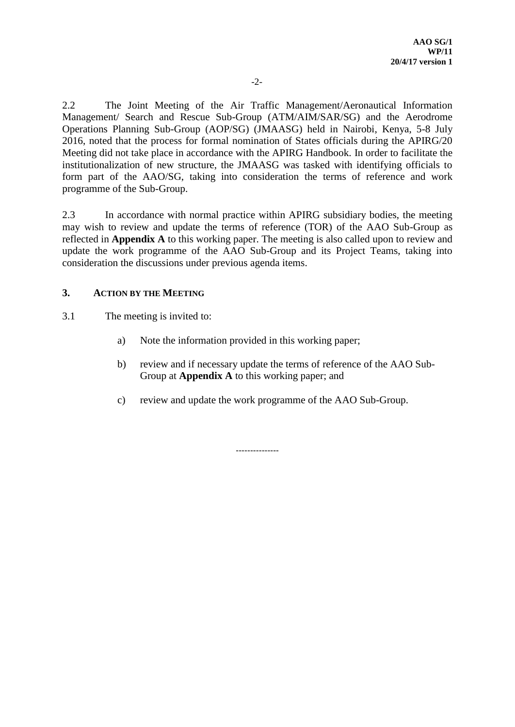2.2 The Joint Meeting of the Air Traffic Management/Aeronautical Information Management/ Search and Rescue Sub-Group (ATM/AIM/SAR/SG) and the Aerodrome Operations Planning Sub-Group (AOP/SG) (JMAASG) held in Nairobi, Kenya, 5-8 July 2016, noted that the process for formal nomination of States officials during the APIRG/20 Meeting did not take place in accordance with the APIRG Handbook. In order to facilitate the institutionalization of new structure, the JMAASG was tasked with identifying officials to form part of the AAO/SG, taking into consideration the terms of reference and work programme of the Sub-Group.

2.3 In accordance with normal practice within APIRG subsidiary bodies, the meeting may wish to review and update the terms of reference (TOR) of the AAO Sub-Group as reflected in **Appendix A** to this working paper. The meeting is also called upon to review and update the work programme of the AAO Sub-Group and its Project Teams, taking into consideration the discussions under previous agenda items.

## 3. ACTION BY THE MEETING

3.1 The meeting is invited to:

a) Note the information provided in this working paper;

b) review and if necessary update the terms of reference of the AAO Sub-Group at **Appendix A** to this working paper; and

c) review and update the work programme of the AAO Sub-Group.

---------------